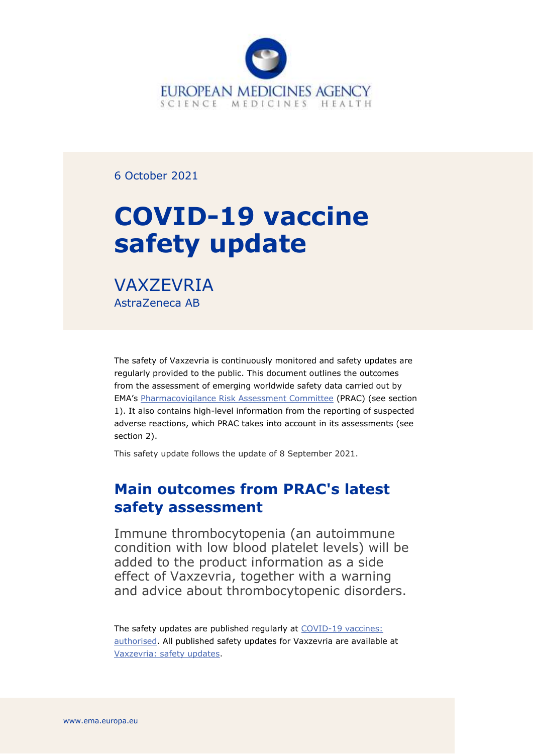EUROPEAN MEDICINES AGENCY
SCIENCE MEDICINES HEALTH

6 October 2021

# COVID-19 vaccine safety update

## VAXZEVRIA

AstraZeneca AB

The safety of Vaxzevria is continuously monitored and safety updates are regularly provided to the public. This document outlines the outcomes from the assessment of emerging worldwide safety data carried out by EMA's Pharmacovigilance Risk Assessment Committee (PRAC) (see section 1). It also contains high-level information from the reporting of suspected adverse reactions, which PRAC takes into account in its assessments (see section 2).

This safety update follows the update of 8 September 2021.

## Main outcomes from PRAC's latest safety assessment

Immune thrombocytopenia (an autoimmune condition with low blood platelet levels) will be added to the product information as a side effect of Vaxzevria, together with a warning and advice about thrombocytopenic disorders.

The safety updates are published regularly at COVID-19 vaccines: authorised. All published safety updates for Vaxzevria are available at Vaxzevria: safety updates.

www.ema.europa.eu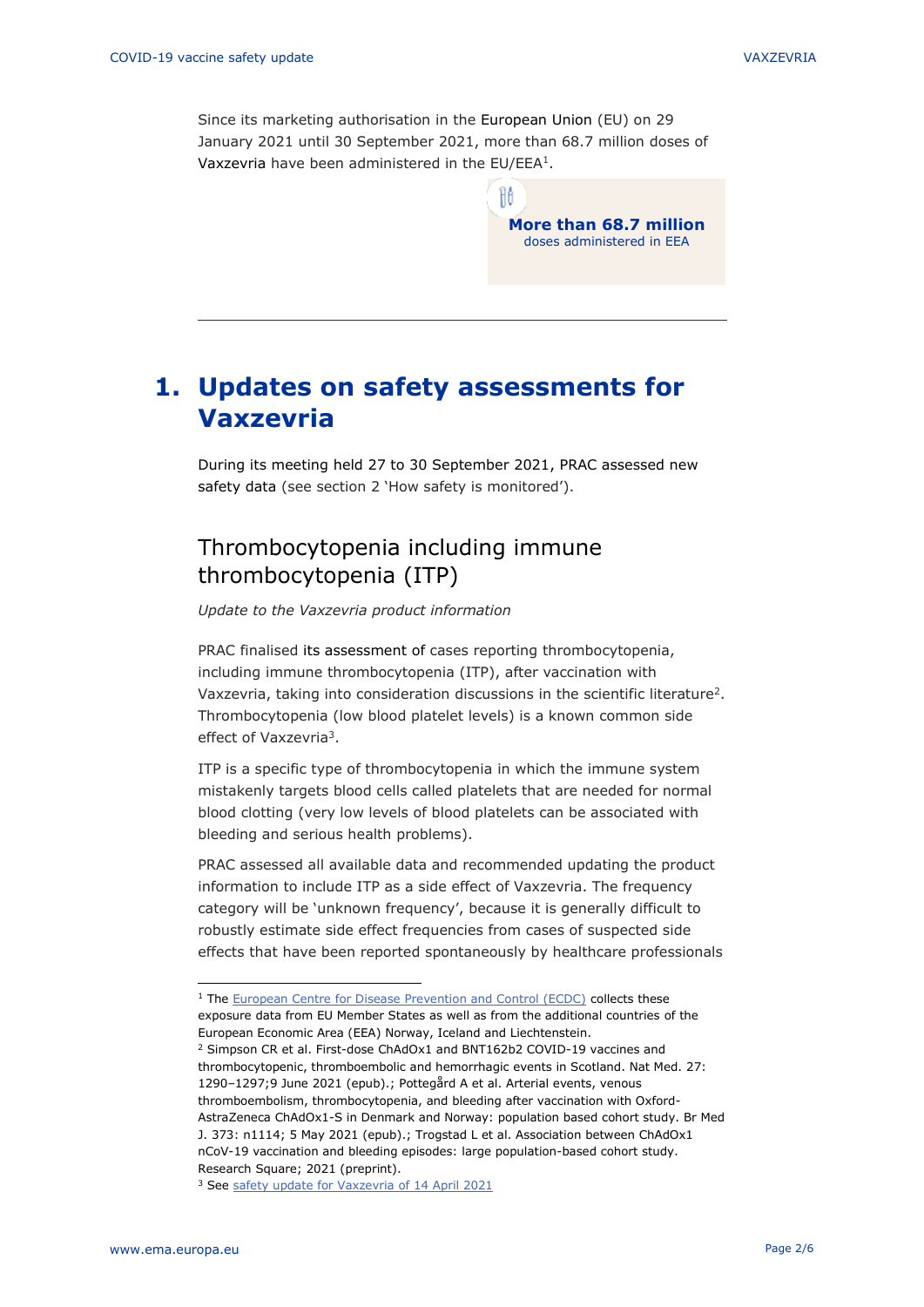Since its marketing authorisation in the European Union (EU) on 29 January 2021 until 30 September 2021, more than 68.7 million doses of Vaxzevria have been administered in the EU/EEA[1].

**More than 68.7 million**
doses administered in EEA

---

# 1. Updates on safety assessments for Vaxzevria

During its meeting held 27 to 30 September 2021, PRAC assessed new safety data (see section 2 'How safety is monitored').

## Thrombocytopenia including immune thrombocytopenia (ITP)

*Update to the Vaxzevria product information*

PRAC finalised its assessment of cases reporting thrombocytopenia, including immune thrombocytopenia (ITP), after vaccination with Vaxzevria, taking into consideration discussions in the scientific literature[2]. Thrombocytopenia (low blood platelet levels) is a known common side effect of Vaxzevria[3].

ITP is a specific type of thrombocytopenia in which the immune system mistakenly targets blood cells called platelets that are needed for normal blood clotting (very low levels of blood platelets can be associated with bleeding and serious health problems).

PRAC assessed all available data and recommended updating the product information to include ITP as a side effect of Vaxzevria. The frequency category will be 'unknown frequency', because it is generally difficult to robustly estimate side effect frequencies from cases of suspected side effects that have been reported spontaneously by healthcare professionals

---

[1] The European Centre for Disease Prevention and Control (ECDC) collects these exposure data from EU Member States as well as from the additional countries of the European Economic Area (EEA) Norway, Iceland and Liechtenstein.

[2] Simpson CR et al. First-dose ChAdOx1 and BNT162b2 COVID-19 vaccines and thrombocytopenic, thromboembolic and hemorrhagic events in Scotland. Nat Med. 27: 1290–1297;9 June 2021 (epub).; Pottegård A et al. Arterial events, venous thromboembolism, thrombocytopenia, and bleeding after vaccination with Oxford-AstraZeneca ChAdOx1-S in Denmark and Norway: population based cohort study. Br Med J. 373: n1114; 5 May 2021 (epub).; Trogstad L et al. Association between ChAdOx1 nCoV-19 vaccination and bleeding episodes: large population-based cohort study. Research Square; 2021 (preprint).

[3] See safety update for Vaxzevria of 14 April 2021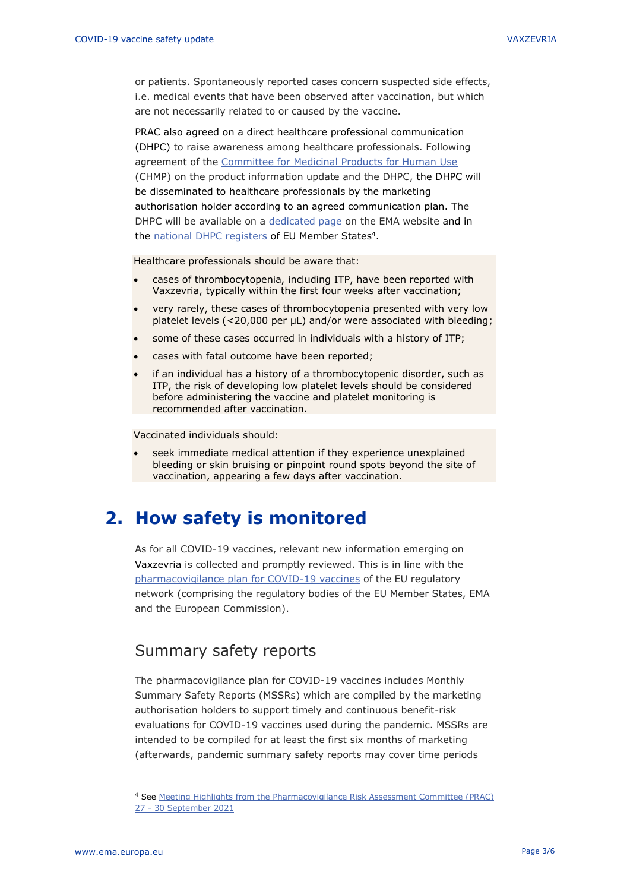or patients. Spontaneously reported cases concern suspected side effects, i.e. medical events that have been observed after vaccination, but which are not necessarily related to or caused by the vaccine.

PRAC also agreed on a direct healthcare professional communication (DHPC) to raise awareness among healthcare professionals. Following agreement of the Committee for Medicinal Products for Human Use (CHMP) on the product information update and the DHPC, the DHPC will be disseminated to healthcare professionals by the marketing authorisation holder according to an agreed communication plan. The DHPC will be available on a dedicated page on the EMA website and in the national DHPC registers of EU Member States[4].

Healthcare professionals should be aware that:

- cases of thrombocytopenia, including ITP, have been reported with Vaxzevria, typically within the first four weeks after vaccination;
- very rarely, these cases of thrombocytopenia presented with very low platelet levels (<20,000 per µL) and/or were associated with bleeding;
- some of these cases occurred in individuals with a history of ITP;
- cases with fatal outcome have been reported;
- if an individual has a history of a thrombocytopenic disorder, such as ITP, the risk of developing low platelet levels should be considered before administering the vaccine and platelet monitoring is recommended after vaccination.

Vaccinated individuals should:

- seek immediate medical attention if they experience unexplained bleeding or skin bruising or pinpoint round spots beyond the site of vaccination, appearing a few days after vaccination.

## 2. How safety is monitored

As for all COVID-19 vaccines, relevant new information emerging on Vaxzevria is collected and promptly reviewed. This is in line with the pharmacovigilance plan for COVID-19 vaccines of the EU regulatory network (comprising the regulatory bodies of the EU Member States, EMA and the European Commission).

### Summary safety reports

The pharmacovigilance plan for COVID-19 vaccines includes Monthly Summary Safety Reports (MSSRs) which are compiled by the marketing authorisation holders to support timely and continuous benefit-risk evaluations for COVID-19 vaccines used during the pandemic. MSSRs are intended to be compiled for at least the first six months of marketing (afterwards, pandemic summary safety reports may cover time periods

[4] See Meeting Highlights from the Pharmacovigilance Risk Assessment Committee (PRAC) 27 - 30 September 2021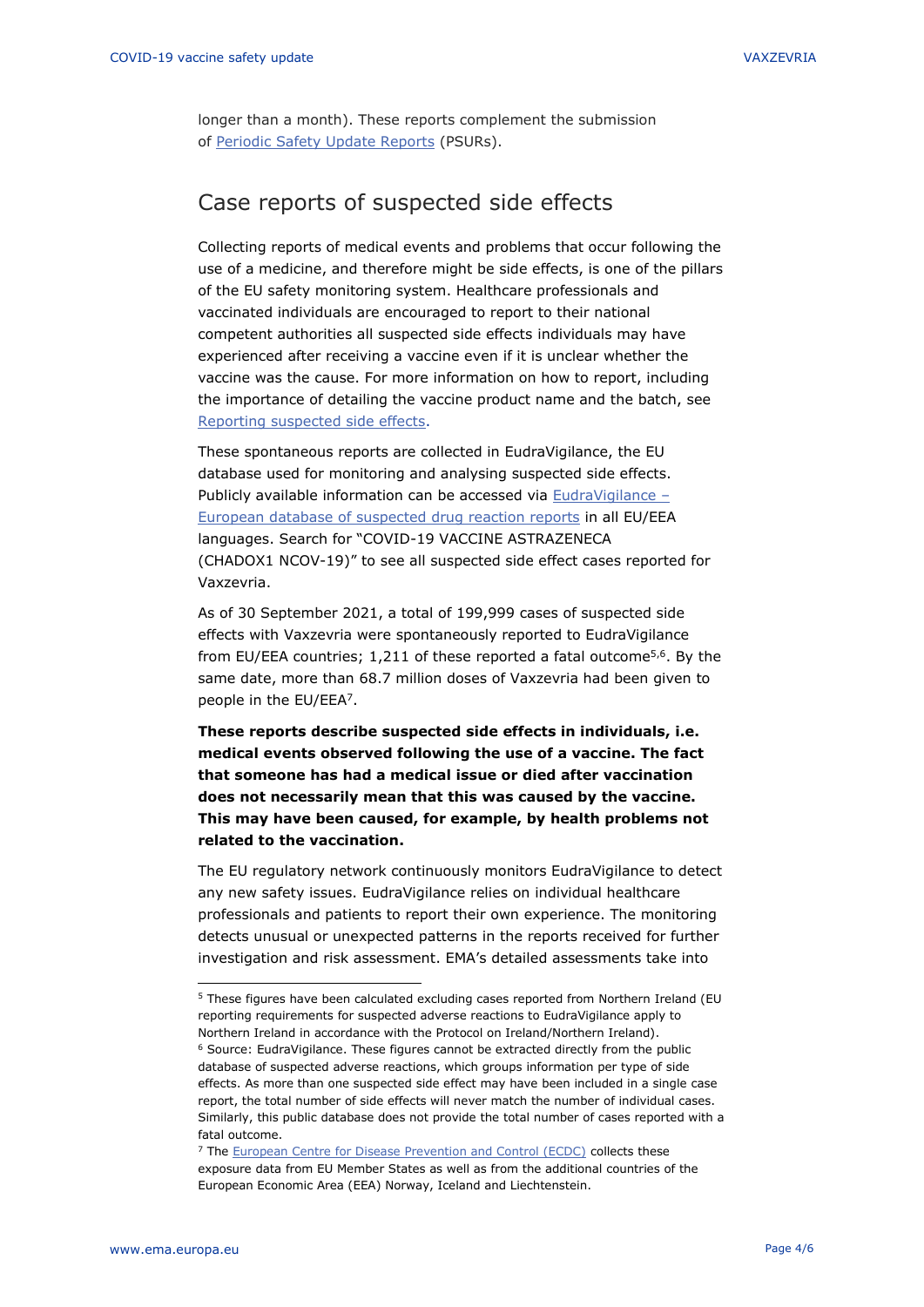longer than a month). These reports complement the submission of Periodic Safety Update Reports (PSURs).

## Case reports of suspected side effects

Collecting reports of medical events and problems that occur following the use of a medicine, and therefore might be side effects, is one of the pillars of the EU safety monitoring system. Healthcare professionals and vaccinated individuals are encouraged to report to their national competent authorities all suspected side effects individuals may have experienced after receiving a vaccine even if it is unclear whether the vaccine was the cause. For more information on how to report, including the importance of detailing the vaccine product name and the batch, see Reporting suspected side effects.

These spontaneous reports are collected in EudraVigilance, the EU database used for monitoring and analysing suspected side effects. Publicly available information can be accessed via EudraVigilance – European database of suspected drug reaction reports in all EU/EEA languages. Search for "COVID-19 VACCINE ASTRAZENECA (CHADOX1 NCOV-19)" to see all suspected side effect cases reported for Vaxzevria.

As of 30 September 2021, a total of 199,999 cases of suspected side effects with Vaxzevria were spontaneously reported to EudraVigilance from EU/EEA countries; 1,211 of these reported a fatal outcome[5,6]. By the same date, more than 68.7 million doses of Vaxzevria had been given to people in the EU/EEA[7].

**These reports describe suspected side effects in individuals, i.e. medical events observed following the use of a vaccine. The fact that someone has had a medical issue or died after vaccination does not necessarily mean that this was caused by the vaccine. This may have been caused, for example, by health problems not related to the vaccination.**

The EU regulatory network continuously monitors EudraVigilance to detect any new safety issues. EudraVigilance relies on individual healthcare professionals and patients to report their own experience. The monitoring detects unusual or unexpected patterns in the reports received for further investigation and risk assessment. EMA's detailed assessments take into

---

[5] These figures have been calculated excluding cases reported from Northern Ireland (EU reporting requirements for suspected adverse reactions to EudraVigilance apply to Northern Ireland in accordance with the Protocol on Ireland/Northern Ireland).

[6] Source: EudraVigilance. These figures cannot be extracted directly from the public database of suspected adverse reactions, which groups information per type of side effects. As more than one suspected side effect may have been included in a single case report, the total number of side effects will never match the number of individual cases. Similarly, this public database does not provide the total number of cases reported with a fatal outcome.

[7] The European Centre for Disease Prevention and Control (ECDC) collects these exposure data from EU Member States as well as from the additional countries of the European Economic Area (EEA) Norway, Iceland and Liechtenstein.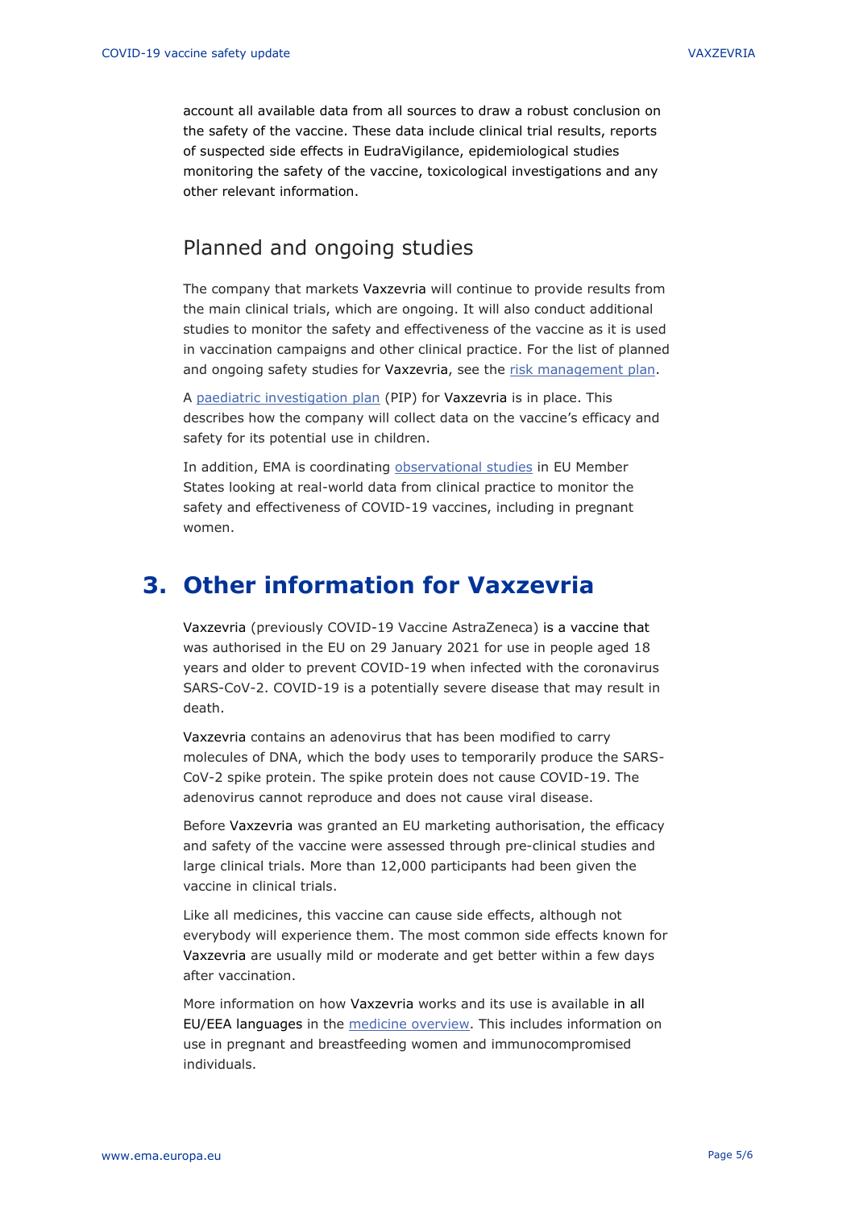account all available data from all sources to draw a robust conclusion on the safety of the vaccine. These data include clinical trial results, reports of suspected side effects in EudraVigilance, epidemiological studies monitoring the safety of the vaccine, toxicological investigations and any other relevant information.

## Planned and ongoing studies

The company that markets Vaxzevria will continue to provide results from the main clinical trials, which are ongoing. It will also conduct additional studies to monitor the safety and effectiveness of the vaccine as it is used in vaccination campaigns and other clinical practice. For the list of planned and ongoing safety studies for Vaxzevria, see the risk management plan.

A paediatric investigation plan (PIP) for Vaxzevria is in place. This describes how the company will collect data on the vaccine's efficacy and safety for its potential use in children.

In addition, EMA is coordinating observational studies in EU Member States looking at real-world data from clinical practice to monitor the safety and effectiveness of COVID-19 vaccines, including in pregnant women.

# 3. Other information for Vaxzevria

Vaxzevria (previously COVID-19 Vaccine AstraZeneca) is a vaccine that was authorised in the EU on 29 January 2021 for use in people aged 18 years and older to prevent COVID-19 when infected with the coronavirus SARS-CoV-2. COVID-19 is a potentially severe disease that may result in death.

Vaxzevria contains an adenovirus that has been modified to carry molecules of DNA, which the body uses to temporarily produce the SARS-CoV-2 spike protein. The spike protein does not cause COVID-19. The adenovirus cannot reproduce and does not cause viral disease.

Before Vaxzevria was granted an EU marketing authorisation, the efficacy and safety of the vaccine were assessed through pre-clinical studies and large clinical trials. More than 12,000 participants had been given the vaccine in clinical trials.

Like all medicines, this vaccine can cause side effects, although not everybody will experience them. The most common side effects known for Vaxzevria are usually mild or moderate and get better within a few days after vaccination.

More information on how Vaxzevria works and its use is available in all EU/EEA languages in the medicine overview. This includes information on use in pregnant and breastfeeding women and immunocompromised individuals.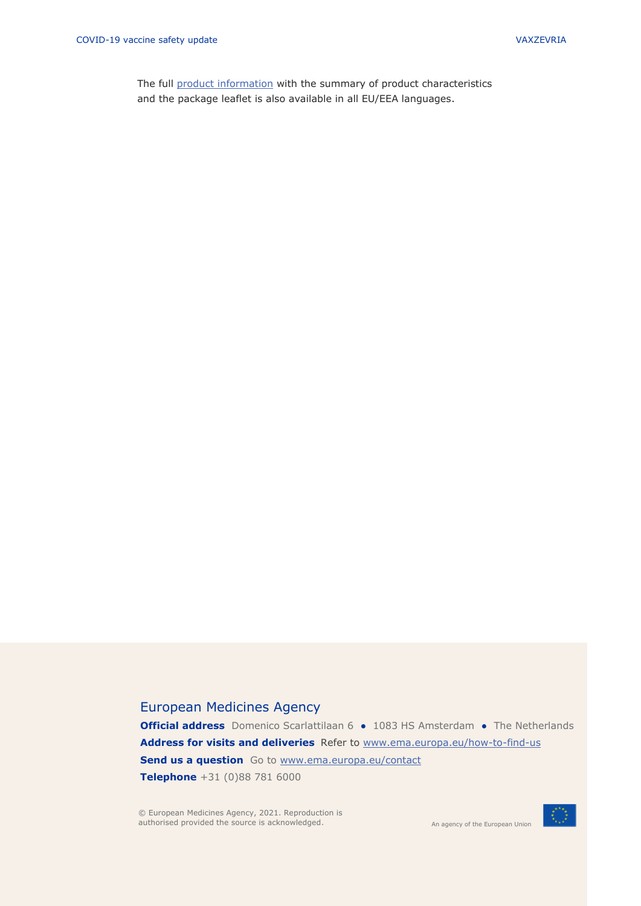The full product information with the summary of product characteristics and the package leaflet is also available in all EU/EEA languages.

European Medicines Agency

**Official address** Domenico Scarlattilaan 6 ● 1083 HS Amsterdam ● The Netherlands

**Address for visits and deliveries** Refer to www.ema.europa.eu/how-to-find-us

**Send us a question** Go to www.ema.europa.eu/contact

**Telephone** +31 (0)88 781 6000

© European Medicines Agency, 2021. Reproduction is authorised provided the source is acknowledged.

An agency of the European Union